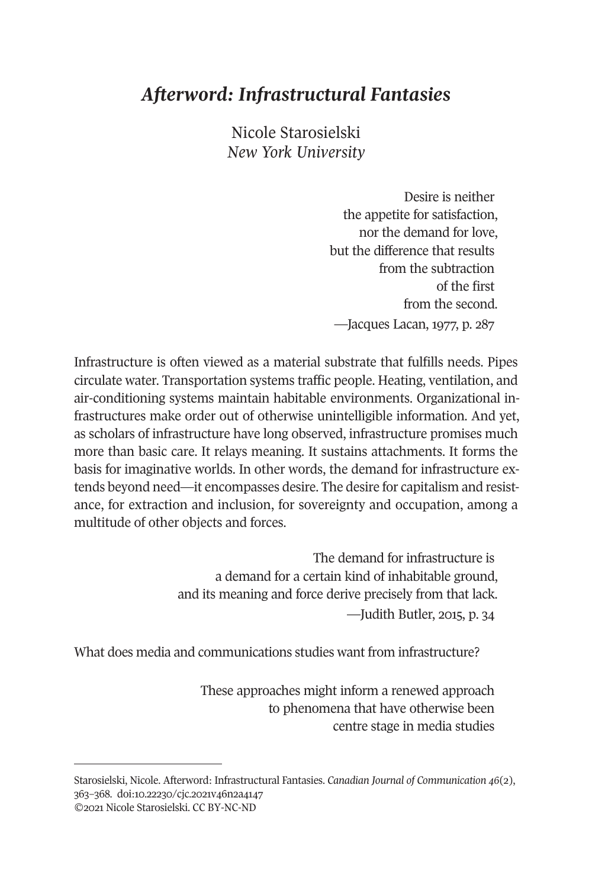# *Afterword: Infrastructural Fantasies*

Nicole Starosielski
*New York University*

> Desire is neither
> the appetite for satisfaction,
> nor the demand for love,
> but the difference that results
> from the subtraction
> of the first
> from the second.
> —Jacques Lacan, 1977, p. 287

Infrastructure is often viewed as a material substrate that fulfills needs. Pipes circulate water. Transportation systems traffic people. Heating, ventilation, and air-conditioning systems maintain habitable environments. Organizational infrastructures make order out of otherwise unintelligible information. And yet, as scholars of infrastructure have long observed, infrastructure promises much more than basic care. It relays meaning. It sustains attachments. It forms the basis for imaginative worlds. In other words, the demand for infrastructure extends beyond need—it encompasses desire. The desire for capitalism and resistance, for extraction and inclusion, for sovereignty and occupation, among a multitude of other objects and forces.

> The demand for infrastructure is
> a demand for a certain kind of inhabitable ground,
> and its meaning and force derive precisely from that lack.
> —Judith Butler, 2015, p. 34

What does media and communications studies want from infrastructure?

> These approaches might inform a renewed approach
> to phenomena that have otherwise been
> centre stage in media studies

Starosielski, Nicole. Afterword: Infrastructural Fantasies. *Canadian Journal of Communication 46*(2), 363–368. doi:10.22230/cjc.2021v46n2a4147
©2021 Nicole Starosielski. CC BY-NC-ND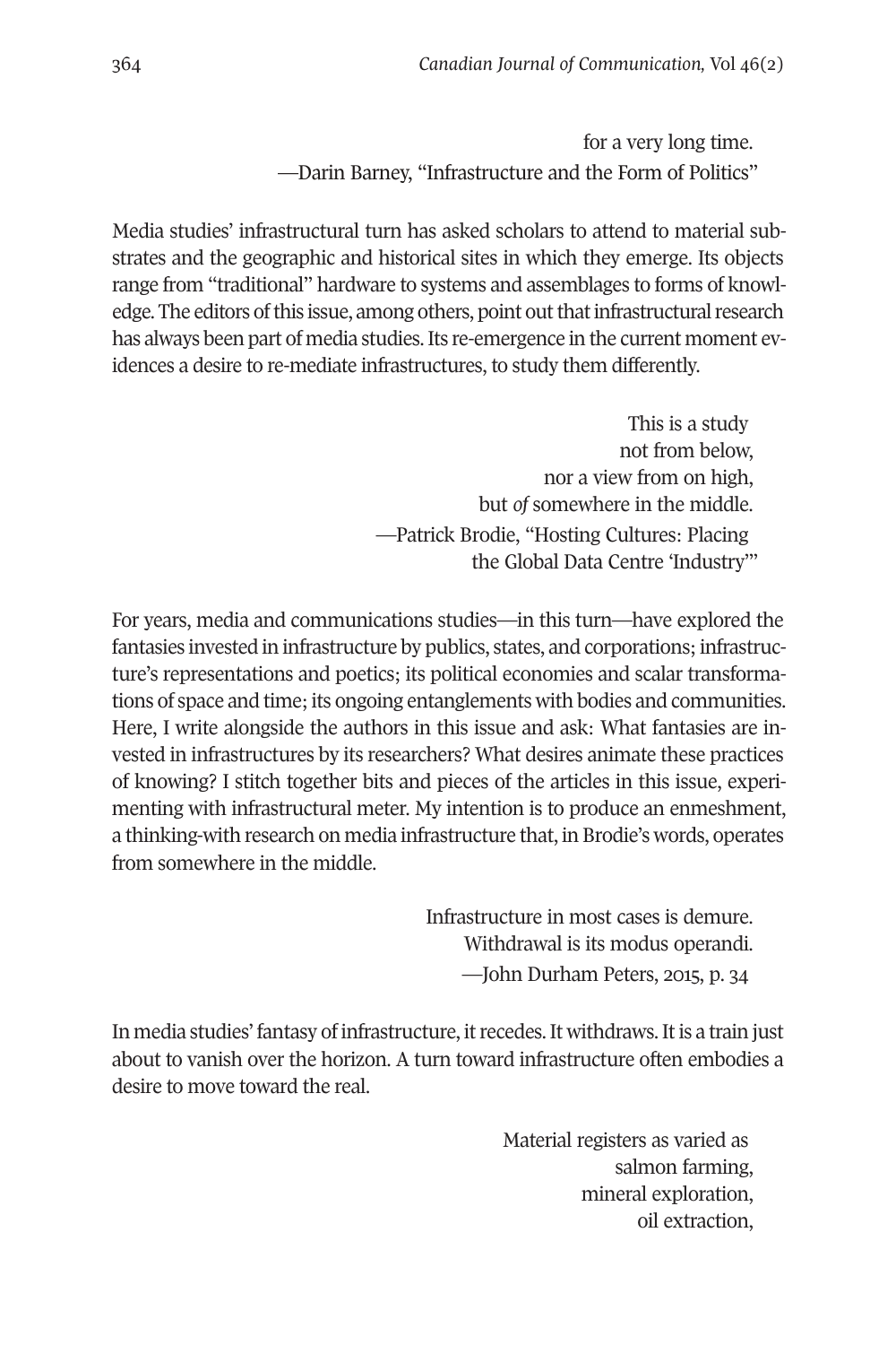for a very long time.  
—Darin Barney, "Infrastructure and the Form of Politics"

Media studies' infrastructural turn has asked scholars to attend to material substrates and the geographic and historical sites in which they emerge. Its objects range from "traditional" hardware to systems and assemblages to forms of knowledge. The editors of this issue, among others, point out that infrastructural research has always been part of media studies. Its re-emergence in the current moment evidences a desire to re-mediate infrastructures, to study them differently.

> This is a study  
> not from below,  
> nor a view from on high,  
> but *of* somewhere in the middle.  
> —Patrick Brodie, "Hosting Cultures: Placing the Global Data Centre 'Industry'"

For years, media and communications studies—in this turn—have explored the fantasies invested in infrastructure by publics, states, and corporations; infrastructure's representations and poetics; its political economies and scalar transformations of space and time; its ongoing entanglements with bodies and communities. Here, I write alongside the authors in this issue and ask: What fantasies are invested in infrastructures by its researchers? What desires animate these practices of knowing? I stitch together bits and pieces of the articles in this issue, experimenting with infrastructural meter. My intention is to produce an enmeshment, a thinking-with research on media infrastructure that, in Brodie's words, operates from somewhere in the middle.

> Infrastructure in most cases is demure.  
> Withdrawal is its modus operandi.  
> —John Durham Peters, 2015, p. 34

In media studies' fantasy of infrastructure, it recedes. It withdraws. It is a train just about to vanish over the horizon. A turn toward infrastructure often embodies a desire to move toward the real.

> Material registers as varied as  
> salmon farming,  
> mineral exploration,  
> oil extraction,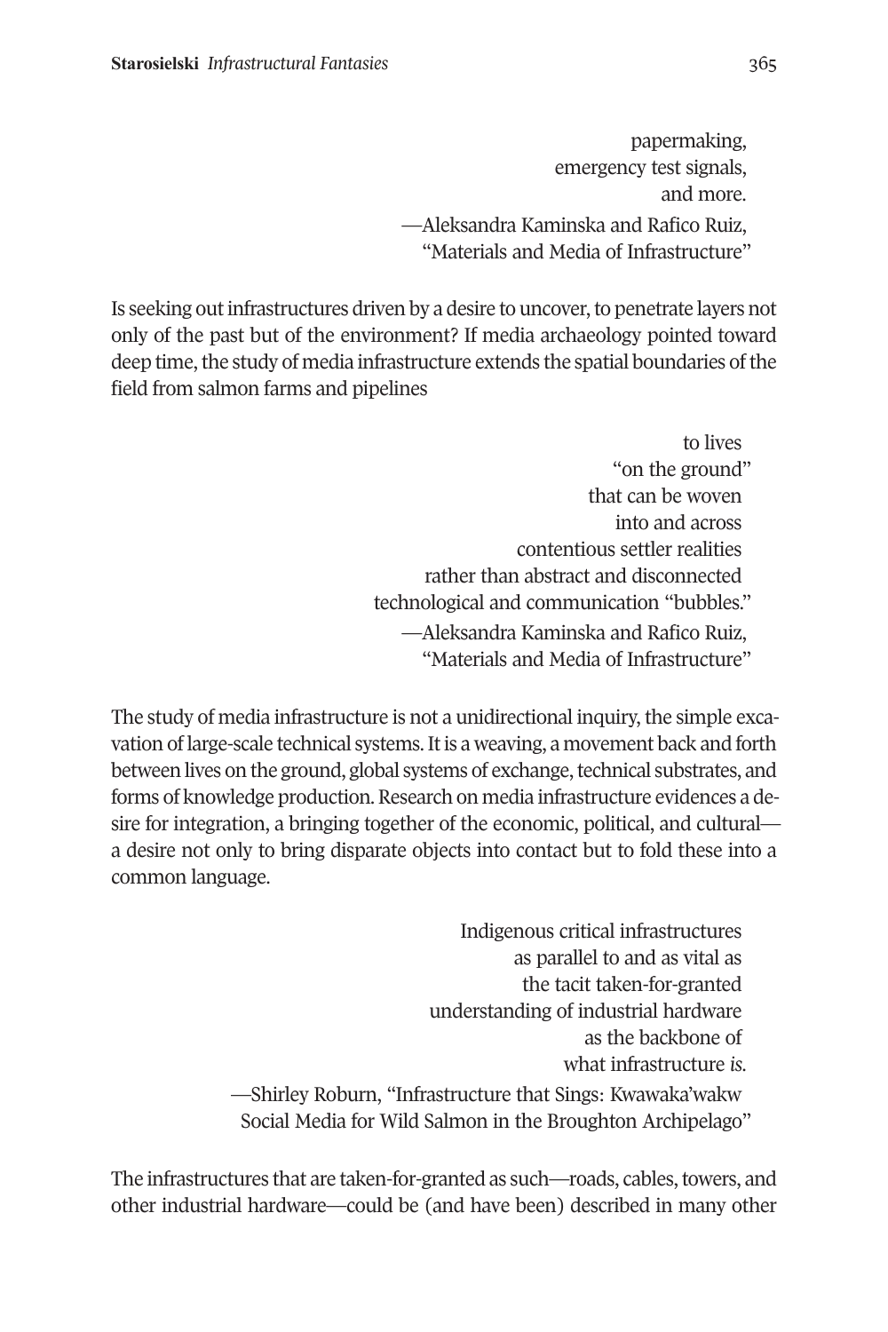> papermaking,
> emergency test signals,
> and more.
>
> —Aleksandra Kaminska and Rafico Ruiz, "Materials and Media of Infrastructure"

Is seeking out infrastructures driven by a desire to uncover, to penetrate layers not only of the past but of the environment? If media archaeology pointed toward deep time, the study of media infrastructure extends the spatial boundaries of the field from salmon farms and pipelines

> to lives
> "on the ground"
> that can be woven
> into and across
> contentious settler realities
> rather than abstract and disconnected
> technological and communication "bubbles."
>
> —Aleksandra Kaminska and Rafico Ruiz, "Materials and Media of Infrastructure"

The study of media infrastructure is not a unidirectional inquiry, the simple excavation of large-scale technical systems. It is a weaving, a movement back and forth between lives on the ground, global systems of exchange, technical substrates, and forms of knowledge production. Research on media infrastructure evidences a desire for integration, a bringing together of the economic, political, and cultural—a desire not only to bring disparate objects into contact but to fold these into a common language.

> Indigenous critical infrastructures
> as parallel to and as vital as
> the tacit taken-for-granted
> understanding of industrial hardware
> as the backbone of
> what infrastructure *is*.
>
> —Shirley Roburn, "Infrastructure that Sings: Kwawaka'wakw Social Media for Wild Salmon in the Broughton Archipelago"

The infrastructures that are taken-for-granted as such—roads, cables, towers, and other industrial hardware—could be (and have been) described in many other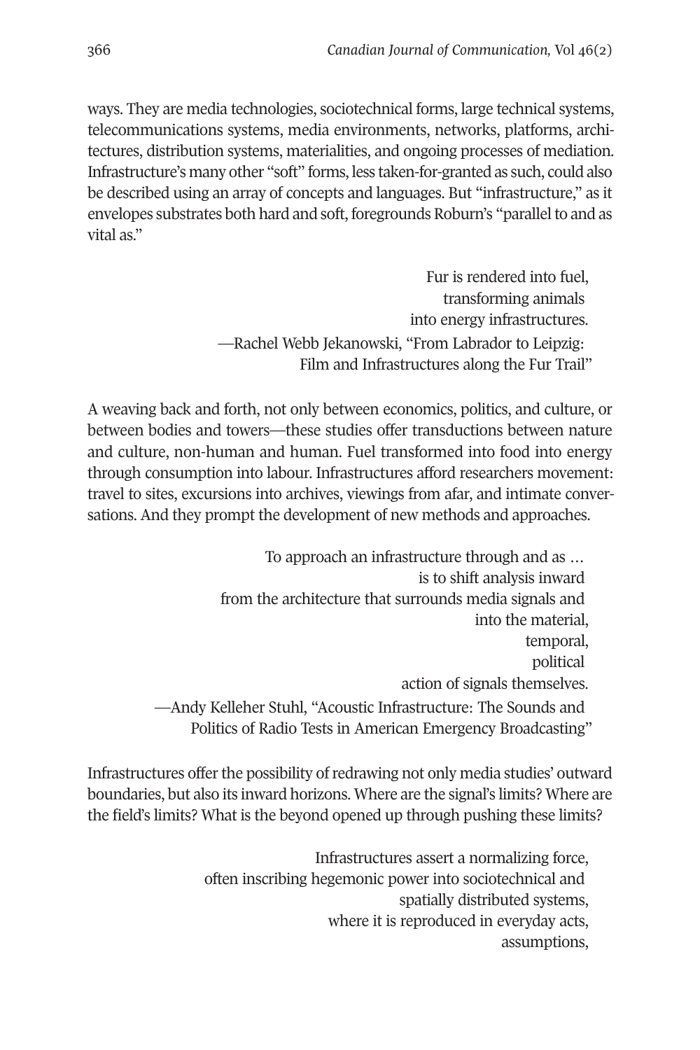ways. They are media technologies, sociotechnical forms, large technical systems, telecommunications systems, media environments, networks, platforms, architectures, distribution systems, materialities, and ongoing processes of mediation. Infrastructure's many other "soft" forms, less taken-for-granted as such, could also be described using an array of concepts and languages. But "infrastructure," as it envelopes substrates both hard and soft, foregrounds Roburn's "parallel to and as vital as."

> Fur is rendered into fuel,
> transforming animals
> into energy infrastructures.
> —Rachel Webb Jekanowski, "From Labrador to Leipzig: Film and Infrastructures along the Fur Trail"

A weaving back and forth, not only between economics, politics, and culture, or between bodies and towers—these studies offer transductions between nature and culture, non-human and human. Fuel transformed into food into energy through consumption into labour. Infrastructures afford researchers movement: travel to sites, excursions into archives, viewings from afar, and intimate conversations. And they prompt the development of new methods and approaches.

> To approach an infrastructure through and as …
> is to shift analysis inward
> from the architecture that surrounds media signals and
> into the material,
> temporal,
> political
> action of signals themselves.
> —Andy Kelleher Stuhl, "Acoustic Infrastructure: The Sounds and Politics of Radio Tests in American Emergency Broadcasting"

Infrastructures offer the possibility of redrawing not only media studies' outward boundaries, but also its inward horizons. Where are the signal's limits? Where are the field's limits? What is the beyond opened up through pushing these limits?

> Infrastructures assert a normalizing force,
> often inscribing hegemonic power into sociotechnical and
> spatially distributed systems,
> where it is reproduced in everyday acts,
> assumptions,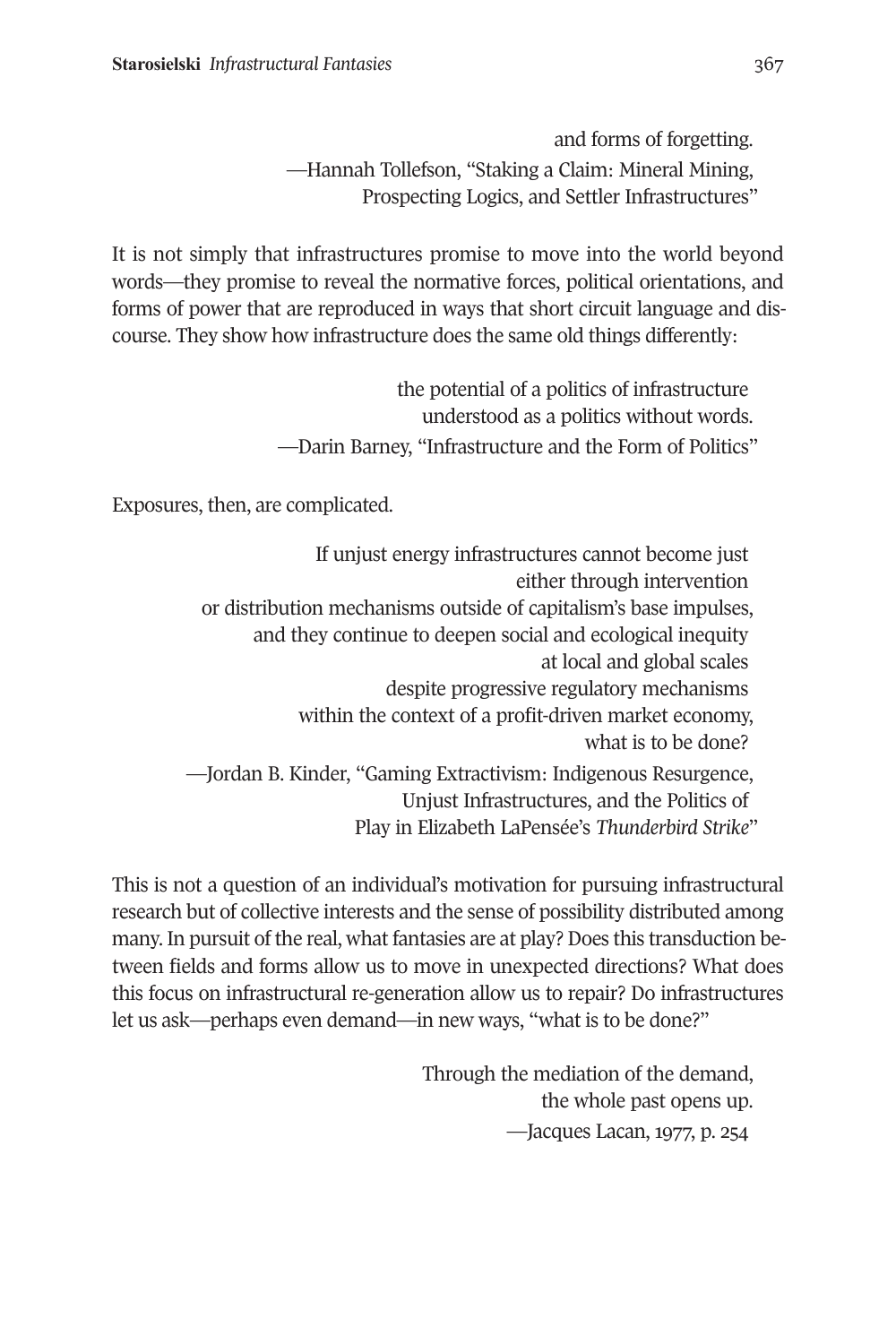and forms of forgetting.  
—Hannah Tollefson, "Staking a Claim: Mineral Mining, Prospecting Logics, and Settler Infrastructures"

It is not simply that infrastructures promise to move into the world beyond words—they promise to reveal the normative forces, political orientations, and forms of power that are reproduced in ways that short circuit language and discourse. They show how infrastructure does the same old things differently:

> the potential of a politics of infrastructure  
> understood as a politics without words.  
> —Darin Barney, "Infrastructure and the Form of Politics"

Exposures, then, are complicated.

> If unjust energy infrastructures cannot become just  
> either through intervention  
> or distribution mechanisms outside of capitalism's base impulses,  
> and they continue to deepen social and ecological inequity  
> at local and global scales  
> despite progressive regulatory mechanisms  
> within the context of a profit-driven market economy,  
> what is to be done?  
> —Jordan B. Kinder, "Gaming Extractivism: Indigenous Resurgence, Unjust Infrastructures, and the Politics of Play in Elizabeth LaPensée's *Thunderbird Strike*"

This is not a question of an individual's motivation for pursuing infrastructural research but of collective interests and the sense of possibility distributed among many. In pursuit of the real, what fantasies are at play? Does this transduction between fields and forms allow us to move in unexpected directions? What does this focus on infrastructural re-generation allow us to repair? Do infrastructures let us ask—perhaps even demand—in new ways, "what is to be done?"

> Through the mediation of the demand,  
> the whole past opens up.  
> —Jacques Lacan, 1977, p. 254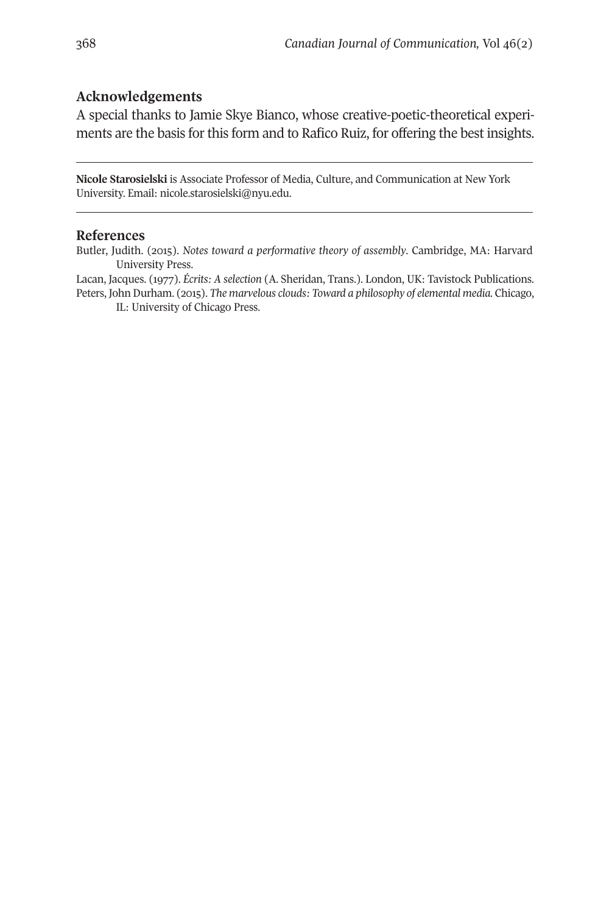## Acknowledgements

A special thanks to Jamie Skye Bianco, whose creative-poetic-theoretical experiments are the basis for this form and to Rafico Ruiz, for offering the best insights.

---

**Nicole Starosielski** is Associate Professor of Media, Culture, and Communication at New York University. Email: nicole.starosielski@nyu.edu.

---

## References

Butler, Judith. (2015). *Notes toward a performative theory of assembly*. Cambridge, MA: Harvard University Press.

Lacan, Jacques. (1977). *Écrits: A selection* (A. Sheridan, Trans.). London, UK: Tavistock Publications.

Peters, John Durham. (2015). *The marvelous clouds: Toward a philosophy of elemental media.* Chicago, IL: University of Chicago Press.